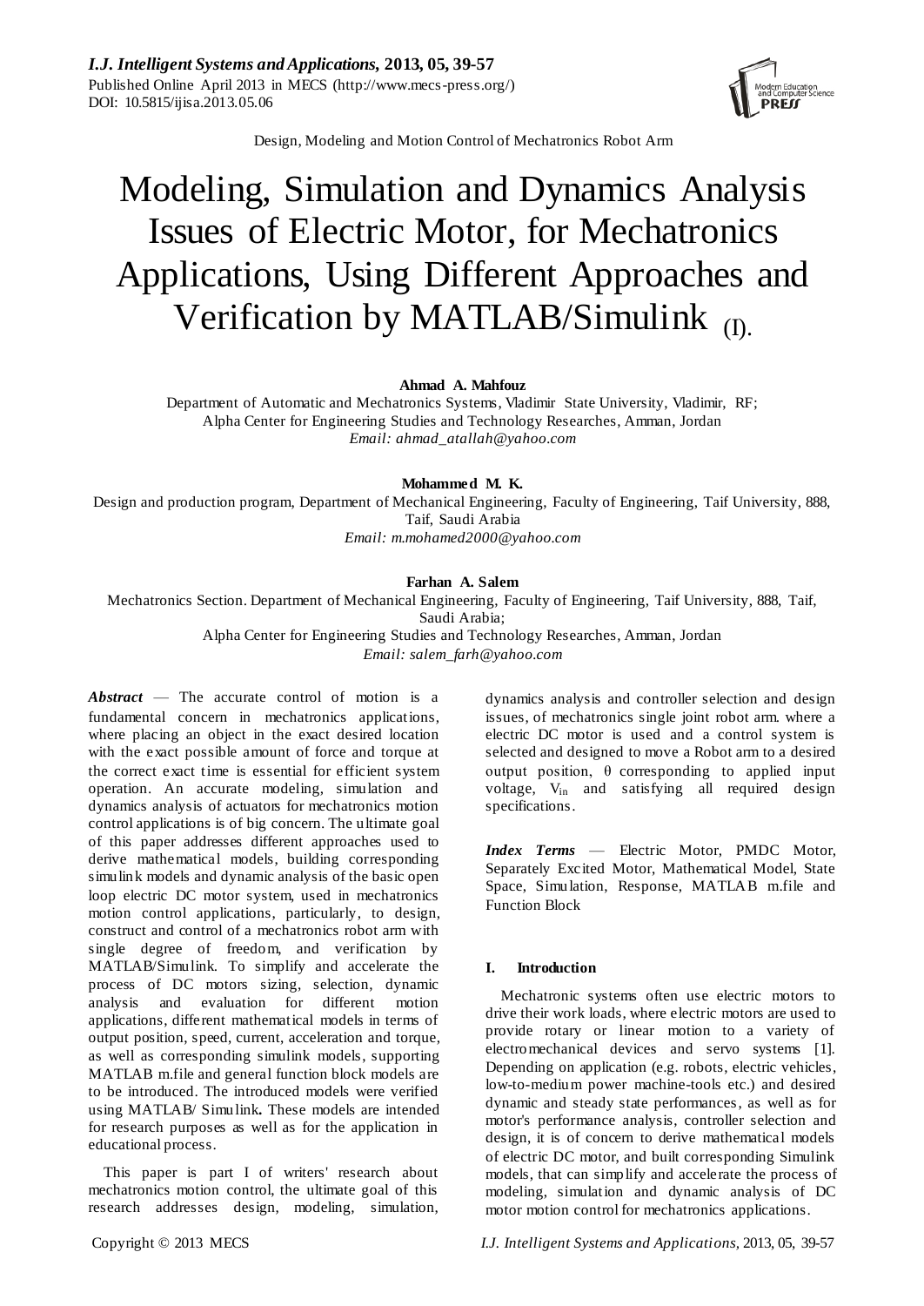Design, Modeling and Motion Control of Mechatronics Robot Arm

# Modeling, Simulation and Dynamics Analysis Issues of Electric Motor, for Mechatronics Applications, Using Different Approaches and Verification by MATLAB/Simulink (I).

**Ahmad A. Mahfouz**
Department of Automatic and Mechatronics Systems, Vladimir State University, Vladimir, RF;
Alpha Center for Engineering Studies and Technology Researches, Amman, Jordan
*Email: ahmad_atallah@yahoo.com*

**Mohammed M. K.**
Design and production program, Department of Mechanical Engineering, Faculty of Engineering, Taif University, 888, Taif, Saudi Arabia
*Email: m.mohamed2000@yahoo.com*

**Farhan A. Salem**
Mechatronics Section. Department of Mechanical Engineering, Faculty of Engineering, Taif University, 888, Taif, Saudi Arabia;
Alpha Center for Engineering Studies and Technology Researches, Amman, Jordan
*Email: salem_farh@yahoo.com*

***Abstract*** — The accurate control of motion is a fundamental concern in mechatronics applications, where placing an object in the exact desired location with the exact possible amount of force and torque at the correct exact time is essential for efficient system operation. An accurate modeling, simulation and dynamics analysis of actuators for mechatronics motion control applications is of big concern. The ultimate goal of this paper addresses different approaches used to derive mathematical models, building corresponding simulink models and dynamic analysis of the basic open loop electric DC motor system, used in mechatronics motion control applications, particularly, to design, construct and control of a mechatronics robot arm with single degree of freedom, and verification by MATLAB/Simulink. To simplify and accelerate the process of DC motors sizing, selection, dynamic analysis and evaluation for different motion applications, different mathematical models in terms of output position, speed, current, acceleration and torque, as well as corresponding simulink models, supporting MATLAB m.file and general function block models are to be introduced. The introduced models were verified using MATLAB/ Simulink**.** These models are intended for research purposes as well as for the application in educational process.

This paper is part I of writers' research about mechatronics motion control, the ultimate goal of this research addresses design, modeling, simulation, dynamics analysis and controller selection and design issues, of mechatronics single joint robot arm. where a electric DC motor is used and a control system is selected and designed to move a Robot arm to a desired output position, θ corresponding to applied input voltage, $V_{in}$ and satisfying all required design specifications.

***Index Terms*** — Electric Motor, PMDC Motor, Separately Excited Motor, Mathematical Model, State Space, Simulation, Response, MATLAB m.file and Function Block

## I. Introduction

Mechatronic systems often use electric motors to drive their work loads, where electric motors are used to provide rotary or linear motion to a variety of electromechanical devices and servo systems [1]. Depending on application (e.g. robots, electric vehicles, low-to-medium power machine-tools etc.) and desired dynamic and steady state performances, as well as for motor's performance analysis, controller selection and design, it is of concern to derive mathematical models of electric DC motor, and built corresponding Simulink models, that can simplify and accelerate the process of modeling, simulation and dynamic analysis of DC motor motion control for mechatronics applications.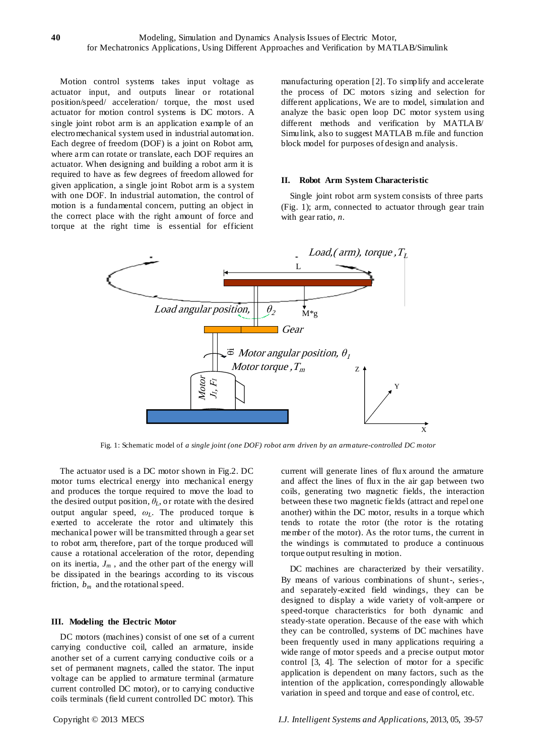Motion control systems takes input voltage as actuator input, and outputs linear or rotational position/speed/ acceleration/ torque, the most used actuator for motion control systems is DC motors. A single joint robot arm is an application example of an electromechanical system used in industrial automation. Each degree of freedom (DOF) is a joint on Robot arm, where arm can rotate or translate, each DOF requires an actuator. When designing and building a robot arm it is required to have as few degrees of freedom allowed for given application, a single joint Robot arm is a system with one DOF. In industrial automation, the control of motion is a fundamental concern, putting an object in the correct place with the right amount of force and torque at the right time is essential for efficient manufacturing operation [2]. To simplify and accelerate the process of DC motors sizing and selection for different applications, We are to model, simulation and analyze the basic open loop DC motor system using different methods and verification by MATLAB/ Simulink, also to suggest MATLAB m.file and function block model for purposes of design and analysis.

## II. Robot Arm System Characteristic

Single joint robot arm system consists of three parts (Fig. 1); arm, connected to actuator through gear train with gear ratio, *n*.

Fig. 1: Schematic model of *a single joint (one DOF) robot arm driven by an armature-controlled DC motor*

The actuator used is a DC motor shown in Fig.2. DC motor turns electrical energy into mechanical energy and produces the torque required to move the load to the desired output position, $\theta_L$, or rotate with the desired output angular speed, $\omega_L$. The produced torque is exerted to accelerate the rotor and ultimately this mechanical power will be transmitted through a gear set to robot arm, therefore, part of the torque produced will cause a rotational acceleration of the rotor, depending on its inertia, $J_m$ , and the other part of the energy will be dissipated in the bearings according to its viscous friction, $b_m$ and the rotational speed.

## III. Modeling the Electric Motor

DC motors (machines) consist of one set of a current carrying conductive coil, called an armature, inside another set of a current carrying conductive coils or a set of permanent magnets, called the stator. The input voltage can be applied to armature terminal (armature current controlled DC motor), or to carrying conductive coils terminals (field current controlled DC motor). This current will generate lines of flux around the armature and affect the lines of flux in the air gap between two coils, generating two magnetic fields, the interaction between these two magnetic fields (attract and repel one another) within the DC motor, results in a torque which tends to rotate the rotor (the rotor is the rotating member of the motor). As the rotor turns, the current in the windings is commutated to produce a continuous torque output resulting in motion.

DC machines are characterized by their versatility. By means of various combinations of shunt-, series-, and separately-excited field windings, they can be designed to display a wide variety of volt-ampere or speed-torque characteristics for both dynamic and steady-state operation. Because of the ease with which they can be controlled, systems of DC machines have been frequently used in many applications requiring a wide range of motor speeds and a precise output motor control [3, 4]. The selection of motor for a specific application is dependent on many factors, such as the intention of the application, correspondingly allowable variation in speed and torque and ease of control, etc.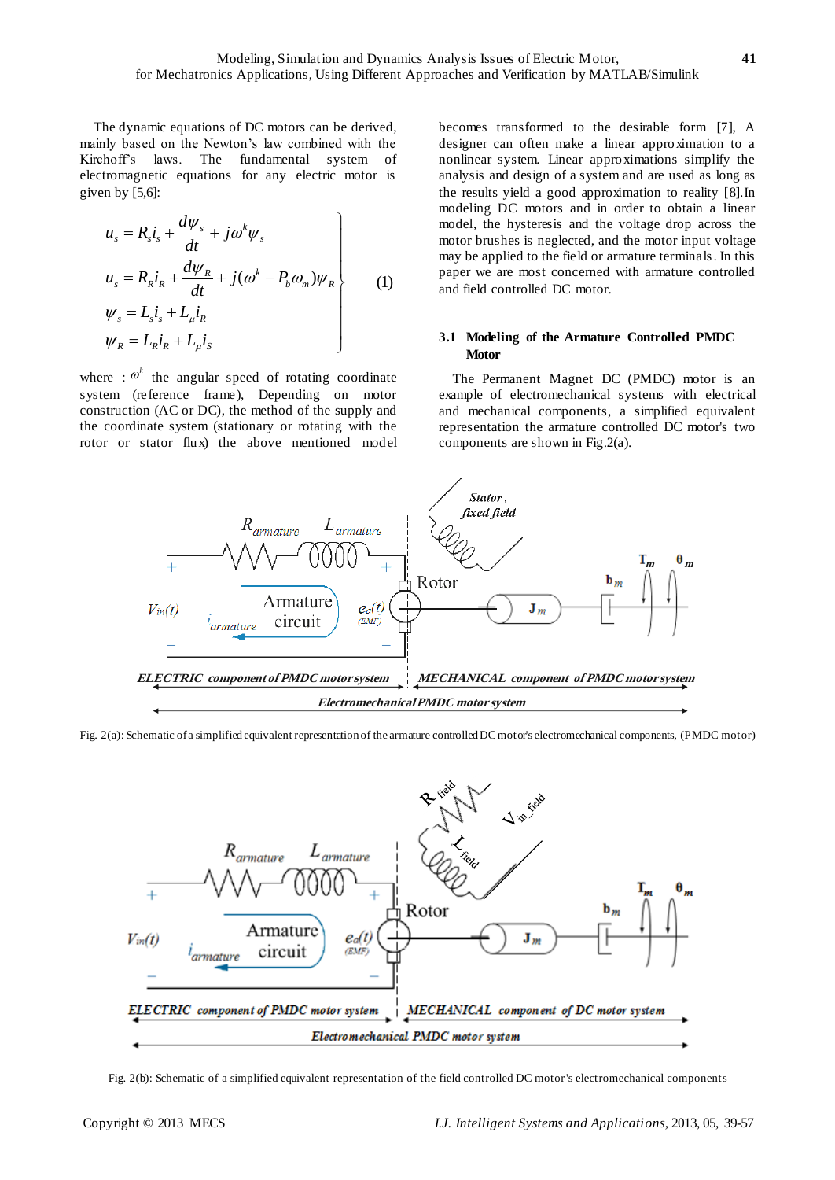The dynamic equations of DC motors can be derived, mainly based on the Newton's law combined with the Kirchoff's laws. The fundamental system of electromagnetic equations for any electric motor is given by [5,6]:

$$\left.\begin{aligned} u_s &= R_s i_s + \frac{d\psi_s}{dt} + j\omega^k \psi_s \\ u_s &= R_R i_R + \frac{d\psi_R}{dt} + j(\omega^k - P_b \omega_m)\psi_R \\ \psi_s &= L_s i_s + L_\mu i_R \\ \psi_R &= L_R i_R + L_\mu i_S \end{aligned}\right\} \quad (1)$$

where : $\omega^k$ the angular speed of rotating coordinate system (reference frame), Depending on motor construction (AC or DC), the method of the supply and the coordinate system (stationary or rotating with the rotor or stator flux) the above mentioned model becomes transformed to the desirable form [7], A designer can often make a linear approximation to a nonlinear system. Linear approximations simplify the analysis and design of a system and are used as long as the results yield a good approximation to reality [8].In modeling DC motors and in order to obtain a linear model, the hysteresis and the voltage drop across the motor brushes is neglected, and the motor input voltage may be applied to the field or armature terminals. In this paper we are most concerned with armature controlled and field controlled DC motor.

### 3.1 Modeling of the Armature Controlled PMDC Motor

The Permanent Magnet DC (PMDC) motor is an example of electromechanical systems with electrical and mechanical components, a simplified equivalent representation the armature controlled DC motor's two components are shown in Fig.2(a).

Fig. 2(a): Schematic of a simplified equivalent representation of the armature controlled DC motor's electromechanical components, (PMDC motor)

Fig. 2(b): Schematic of a simplified equivalent representation of the field controlled DC motor's electromechanical components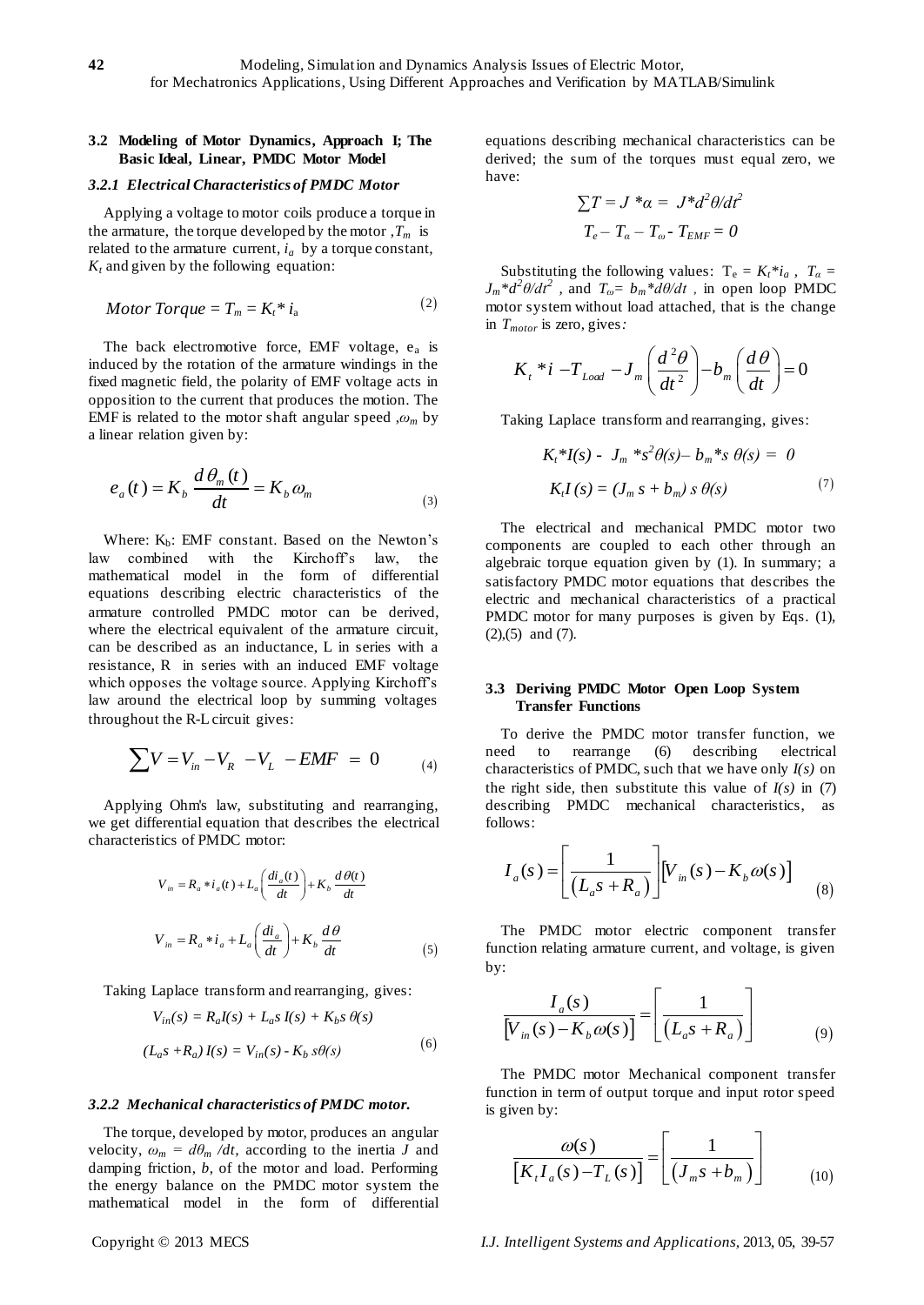### 3.2 Modeling of Motor Dynamics, Approach I; The Basic Ideal, Linear, PMDC Motor Model

#### *3.2.1 Electrical Characteristics of PMDC Motor*

Applying a voltage to motor coils produce a torque in the armature, the torque developed by the motor , $T_m$ is related to the armature current, $i_a$ by a torque constant, $K_t$ and given by the following equation:

$$Motor\ Torque = T_m = K_t * i_a \tag{2}$$

The back electromotive force, EMF voltage, $e_a$ is induced by the rotation of the armature windings in the fixed magnetic field, the polarity of EMF voltage acts in opposition to the current that produces the motion. The EMF is related to the motor shaft angular speed , $\omega_m$ by a linear relation given by:

$$e_a(t) = K_b \frac{d\theta_m(t)}{dt} = K_b \omega_m \tag{3}$$

Where: $K_b$: EMF constant. Based on the Newton's law combined with the Kirchoff's law, the mathematical model in the form of differential equations describing electric characteristics of the armature controlled PMDC motor can be derived, where the electrical equivalent of the armature circuit, can be described as an inductance, L in series with a resistance, R in series with an induced EMF voltage which opposes the voltage source. Applying Kirchoff's law around the electrical loop by summing voltages throughout the R-L circuit gives:

$$\sum V = V_{in} - V_R - V_L - EMF = 0 \tag{4}$$

Applying Ohm's law, substituting and rearranging, we get differential equation that describes the electrical characteristics of PMDC motor:

$$V_{in} = R_a * i_a(t) + L_a\left(\frac{di_a(t)}{dt}\right) + K_b \frac{d\theta(t)}{dt}$$

$$V_{in} = R_a * i_a + L_a\left(\frac{di_a}{dt}\right) + K_b \frac{d\theta}{dt} \tag{5}$$

Taking Laplace transform and rearranging, gives:

$$V_{in}(s) = R_a I(s) + L_a s\, I(s) + K_b s\, \theta(s)$$

$$(L_a s + R_a)\, I(s) = V_{in}(s) - K_b\, s\theta(s) \tag{6}$$

#### *3.2.2 Mechanical characteristics of PMDC motor.*

The torque, developed by motor, produces an angular velocity, $\omega_m = d\theta_m /dt$, according to the inertia $J$ and damping friction, $b$, of the motor and load. Performing the energy balance on the PMDC motor system the mathematical model in the form of differential equations describing mechanical characteristics can be derived; the sum of the torques must equal zero, we have:

$$\sum T = J * \alpha = J * d^2\theta/dt^2$$

$$T_e - T_\alpha - T_\omega - T_{EMF} = 0$$

Substituting the following values: $T_e = K_t * i_a$ , $T_\alpha = J_m * d^2\theta/dt^2$ , and $T_\omega = b_m * d\theta/dt$ , in open loop PMDC motor system without load attached, that is the change in $T_{motor}$ is zero, gives:

$$K_t * i - T_{Load} - J_m\left(\frac{d^2\theta}{dt^2}\right) - b_m\left(\frac{d\theta}{dt}\right) = 0$$

Taking Laplace transform and rearranging, gives:

$$K_t * I(s) - J_m * s^2\theta(s) - b_m * s\ \theta(s) = 0$$

$$K_t I(s) = (J_m s + b_m)\ s\ \theta(s) \tag{7}$$

The electrical and mechanical PMDC motor two components are coupled to each other through an algebraic torque equation given by (1). In summary; a satisfactory PMDC motor equations that describes the electric and mechanical characteristics of a practical PMDC motor for many purposes is given by Eqs. (1), (2),(5) and (7).

### 3.3 Deriving PMDC Motor Open Loop System Transfer Functions

To derive the PMDC motor transfer function, we need to rearrange (6) describing electrical characteristics of PMDC, such that we have only $I(s)$ on the right side, then substitute this value of $I(s)$ in (7) describing PMDC mechanical characteristics, as follows:

$$I_a(s) = \left[\frac{1}{(L_a s + R_a)}\right]\left[V_{in}(s) - K_b \omega(s)\right] \tag{8}$$

The PMDC motor electric component transfer function relating armature current, and voltage, is given by:

$$\frac{I_a(s)}{\left[V_{in}(s) - K_b \omega(s)\right]} = \left[\frac{1}{(L_a s + R_a)}\right] \tag{9}$$

The PMDC motor Mechanical component transfer function in term of output torque and input rotor speed is given by:

$$\frac{\omega(s)}{\left[K_t I_a(s) - T_L(s)\right]} = \left[\frac{1}{(J_m s + b_m)}\right] \tag{10}$$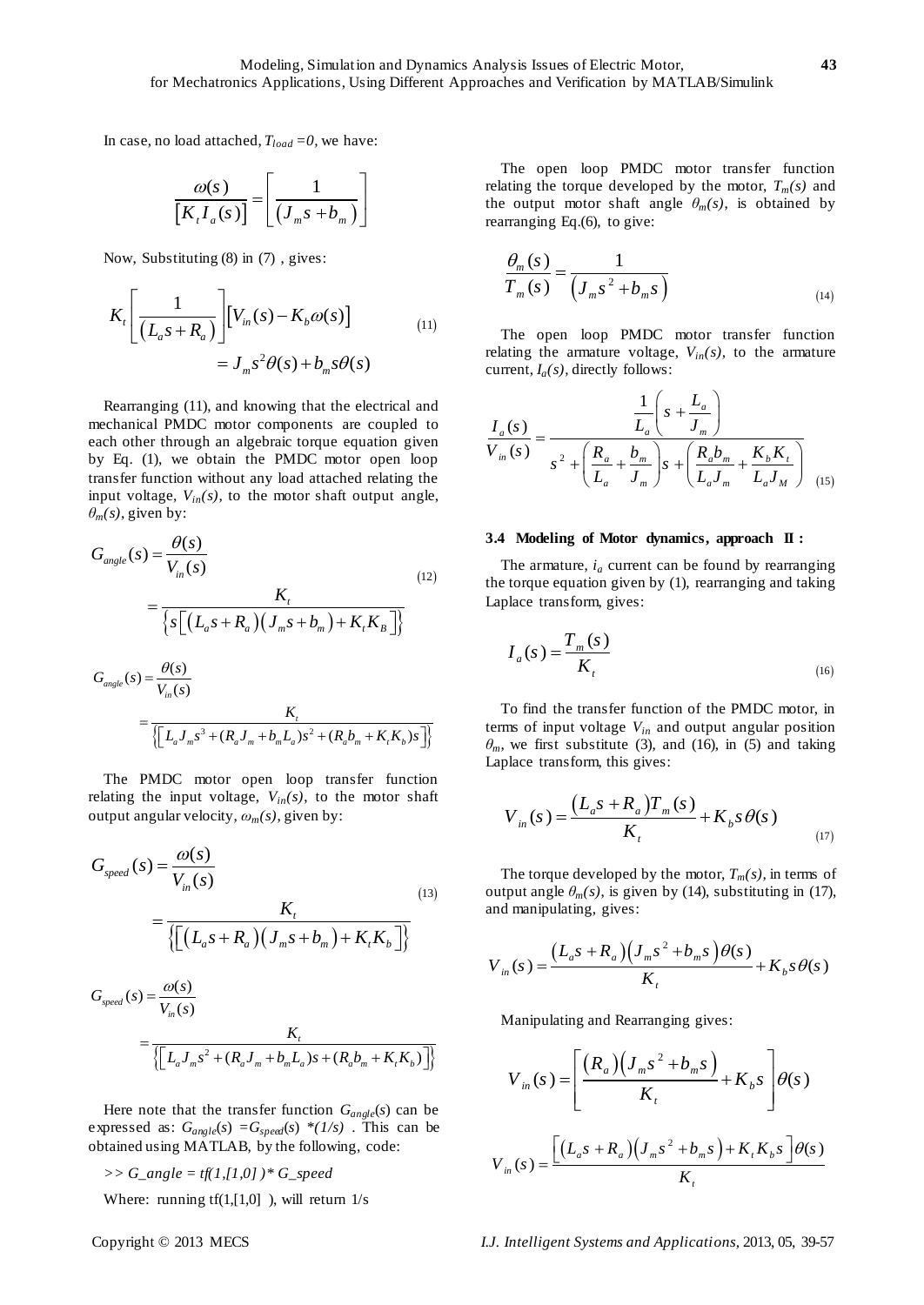In case, no load attached, $T_{load} = 0$, we have:

$$\frac{\omega(s)}{\left[K_t I_a(s)\right]} = \left[\frac{1}{\left(J_m s + b_m\right)}\right]$$

Now, Substituting (8) in (7) , gives:

$$K_t\left[\frac{1}{\left(L_a s + R_a\right)}\right]\left[V_{in}(s) - K_b \omega(s)\right] = J_m s^2 \theta(s) + b_m s \theta(s) \tag{11}$$

Rearranging (11), and knowing that the electrical and mechanical PMDC motor components are coupled to each other through an algebraic torque equation given by Eq. (1), we obtain the PMDC motor open loop transfer function without any load attached relating the input voltage, $V_{in}(s)$, to the motor shaft output angle, $\theta_m(s)$, given by:

$$G_{angle}(s) = \frac{\theta(s)}{V_{in}(s)} = \frac{K_t}{\left\{s\left[\left(L_a s + R_a\right)\left(J_m s + b_m\right) + K_t K_B\right]\right\}} \tag{12}$$

$$G_{angle}(s) = \frac{\theta(s)}{V_{in}(s)} = \frac{K_t}{\left\{\left[L_a J_m s^3 + (R_a J_m + b_m L_a)s^2 + (R_a b_m + K_t K_b)s\right]\right\}}$$

The PMDC motor open loop transfer function relating the input voltage, $V_{in}(s)$, to the motor shaft output angular velocity, $\omega_m(s)$, given by:

$$G_{speed}(s) = \frac{\omega(s)}{V_{in}(s)} = \frac{K_t}{\left\{\left[\left(L_a s + R_a\right)\left(J_m s + b_m\right) + K_t K_b\right]\right\}} \tag{13}$$

$$G_{speed}(s) = \frac{\omega(s)}{V_{in}(s)} = \frac{K_t}{\left\{\left[L_a J_m s^2 + (R_a J_m + b_m L_a)s + (R_a b_m + K_t K_b)\right]\right\}}$$

Here note that the transfer function $G_{angle}(s)$ can be expressed as: $G_{angle}(s) = G_{speed}(s) * (1/s)$ . This can be obtained using MATLAB, by the following, code:

```
>> G_angle = tf(1,[1,0] )* G_speed
```

Where: running tf(1,[1,0] ), will return 1/s

The open loop PMDC motor transfer function relating the torque developed by the motor, $T_m(s)$ and the output motor shaft angle $\theta_m(s)$, is obtained by rearranging Eq.(6), to give:

$$\frac{\theta_m(s)}{T_m(s)} = \frac{1}{\left(J_m s^2 + b_m s\right)} \tag{14}$$

The open loop PMDC motor transfer function relating the armature voltage, $V_{in}(s)$, to the armature current, $I_a(s)$, directly follows:

$$\frac{I_a(s)}{V_{in}(s)} = \frac{\frac{1}{L_a}\left(s + \frac{L_a}{J_m}\right)}{s^2 + \left(\frac{R_a}{L_a} + \frac{b_m}{J_m}\right)s + \left(\frac{R_a b_m}{L_a J_m} + \frac{K_b K_t}{L_a J_M}\right)} \tag{15}$$

### 3.4 Modeling of Motor dynamics, approach II :

The armature, $i_a$ current can be found by rearranging the torque equation given by (1), rearranging and taking Laplace transform, gives:

$$I_a(s) = \frac{T_m(s)}{K_t} \tag{16}$$

To find the transfer function of the PMDC motor, in terms of input voltage $V_{in}$ and output angular position $\theta_m$, we first substitute (3), and (16), in (5) and taking Laplace transform, this gives:

$$V_{in}(s) = \frac{\left(L_a s + R_a\right) T_m(s)}{K_t} + K_b s \theta(s) \tag{17}$$

The torque developed by the motor, $T_m(s)$, in terms of output angle $\theta_m(s)$, is given by (14), substituting in (17), and manipulating, gives:

$$V_{in}(s) = \frac{\left(L_a s + R_a\right)\left(J_m s^2 + b_m s\right)\theta(s)}{K_t} + K_b s \theta(s)$$

Manipulating and Rearranging gives:

$$V_{in}(s) = \left[\frac{\left(R_a\right)\left(J_m s^2 + b_m s\right)}{K_t} + K_b s\right]\theta(s)$$

$$V_{in}(s) = \frac{\left[\left(L_a s + R_a\right)\left(J_m s^2 + b_m s\right) + K_t K_b s\right]\theta(s)}{K_t}$$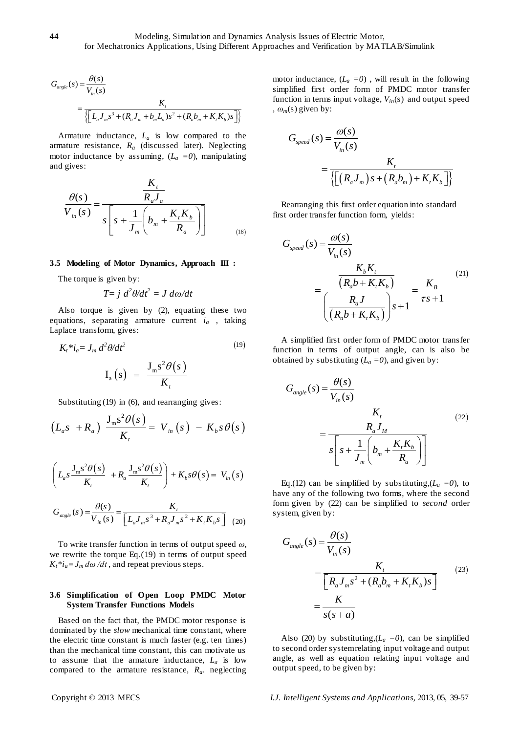$$G_{angle}(s) = \frac{\theta(s)}{V_{in}(s)}$$

$$= \frac{K_t}{\left\{\left[ L_a J_m s^3 + (R_a J_m + b_m L_a)s^2 + (R_a b_m + K_t K_b)s \right]\right\}}$$

Armature inductance, $L_a$ is low compared to the armature resistance, $R_a$ (discussed later). Neglecting motor inductance by assuming, ($L_a = 0$), manipulating and gives:

$$\frac{\theta(s)}{V_{in}(s)} = \frac{\dfrac{K_t}{R_a J_a}}{s\left[ s + \dfrac{1}{J_m}\left( b_m + \dfrac{K_t K_b}{R_a} \right) \right]} \tag{18}$$

### 3.5 Modeling of Motor Dynamics, Approach III :

The torque is given by:

$$T = j\, d^2\theta/dt^2 = J\, d\omega/dt$$

Also torque is given by (2), equating these two equations, separating armature current $i_a$ , taking Laplace transform, gives:

$$K_t * i_a = J_m\, d^2\theta/dt^2 \tag{19}$$

$$I_a(s) = \frac{J_m s^2 \theta(s)}{K_t}$$

Substituting (19) in (6), and rearranging gives:

$$\left( L_a s + R_a \right) \frac{J_m s^2 \theta(s)}{K_t} = V_{in}(s) - K_b s \theta(s)$$

$$\left( L_a s \frac{J_m s^2 \theta(s)}{K_t} + R_a \frac{J_m s^2 \theta(s)}{K_t} \right) + K_b s \theta(s) = V_{in}(s)$$

$$G_{angle}(s) = \frac{\theta(s)}{V_{in}(s)} = \frac{K_t}{\left[ L_a J_m s^3 + R_a J_m s^2 + K_t K_b s \right]} \tag{20}$$

To write transfer function in terms of output speed $\omega$, we rewrite the torque Eq.(19) in terms of output speed $K_t * i_a = J_m\, d\omega/dt$ , and repeat previous steps.

### 3.6 Simplification of Open Loop PMDC Motor System Transfer Functions Models

Based on the fact that, the PMDC motor response is dominated by the *slow* mechanical time constant, where the electric time constant is much faster (e.g. ten times) than the mechanical time constant, this can motivate us to assume that the armature inductance, $L_a$ is low compared to the armature resistance, $R_a$. neglecting motor inductance, ($L_a = 0$) , will result in the following simplified first order form of PMDC motor transfer function in terms input voltage, $V_{in}(s)$ and output speed , $\omega_m(s)$ given by:

$$G_{speed}(s) = \frac{\omega(s)}{V_{in}(s)}$$

$$= \frac{K_t}{\left\{\left[ \left( R_a J_m \right) s + \left( R_a b_m \right) + K_t K_b \right]\right\}}$$

Rearranging this first order equation into standard first order transfer function form, yields:

$$G_{speed}(s) = \frac{\omega(s)}{V_{in}(s)} = \frac{\dfrac{K_b K_t}{\left( R_a b + K_t K_b \right)}}{\left( \dfrac{R_a J}{\left( R_a b + K_t K_b \right)} \right) s + 1} = \frac{K_B}{\tau s + 1} \tag{21}$$

A simplified first order form of PMDC motor transfer function in terms of output angle, can is also be obtained by substituting ($L_a = 0$), and given by:

$$G_{angle}(s) = \frac{\theta(s)}{V_{in}(s)} = \frac{\dfrac{K_t}{R_a J_M}}{s\left[ s + \dfrac{1}{J_m}\left( b_m + \dfrac{K_t K_b}{R_a} \right) \right]} \tag{22}$$

Eq.(12) can be simplified by substituting,($L_a = 0$), to have any of the following two forms, where the second form given by (22) can be simplified to *second* order system, given by:

$$G_{angle}(s) = \frac{\theta(s)}{V_{in}(s)} = \frac{K_t}{\left[ R_a J_m s^2 + (R_a b_m + K_t K_b)s \right]} = \frac{K}{s(s+a)} \tag{23}$$

Also (20) by substituting,($L_a = 0$), can be simplified to second order system relating input voltage and output angle, as well as equation relating input voltage and output speed, to be given by: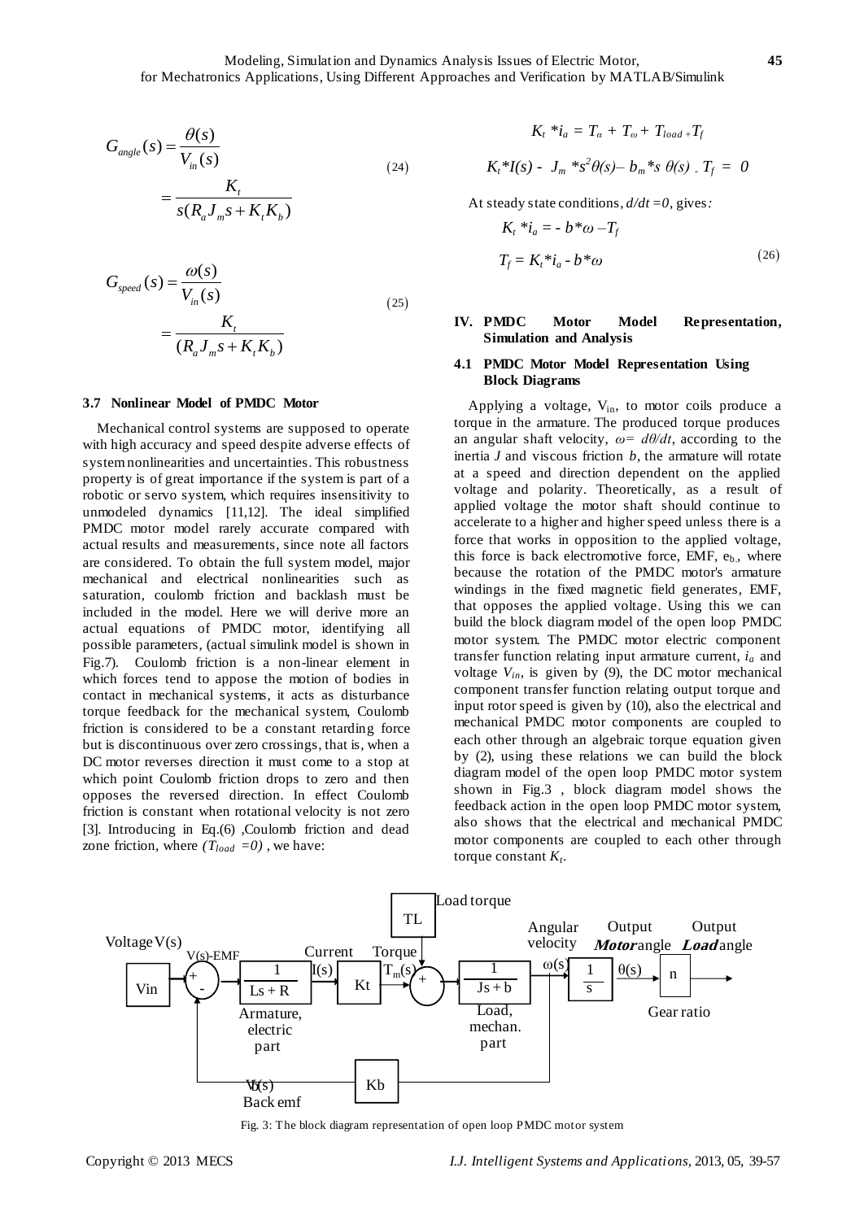$$G_{angle}(s) = \frac{\theta(s)}{V_{in}(s)} = \frac{K_t}{s(R_a J_m s + K_t K_b)} \tag{24}$$

$$G_{speed}(s) = \frac{\omega(s)}{V_{in}(s)} = \frac{K_t}{(R_a J_m s + K_t K_b)} \tag{25}$$

### 3.7 Nonlinear Model of PMDC Motor

Mechanical control systems are supposed to operate with high accuracy and speed despite adverse effects of system nonlinearities and uncertainties. This robustness property is of great importance if the system is part of a robotic or servo system, which requires insensitivity to unmodeled dynamics [11,12]. The ideal simplified PMDC motor model rarely accurate compared with actual results and measurements, since note all factors are considered. To obtain the full system model, major mechanical and electrical nonlinearities such as saturation, coulomb friction and backlash must be included in the model. Here we will derive more an actual equations of PMDC motor, identifying all possible parameters, (actual simulink model is shown in Fig.7). Coulomb friction is a non-linear element in which forces tend to appose the motion of bodies in contact in mechanical systems, it acts as disturbance torque feedback for the mechanical system, Coulomb friction is considered to be a constant retarding force but is discontinuous over zero crossings, that is, when a DC motor reverses direction it must come to a stop at which point Coulomb friction drops to zero and then opposes the reversed direction. In effect Coulomb friction is constant when rotational velocity is not zero [3]. Introducing in Eq.(6) ,Coulomb friction and dead zone friction, where $(T_{load} = 0)$ , we have:

$$K_t * i_a = T_\alpha + T_\omega + T_{load} + T_f$$

$$K_t * I(s) - J_m * s^2 \theta(s) - b_m * s\ \theta(s) - T_f = 0$$

At steady state conditions, $d/dt = 0$, gives:

$$K_t * i_a = - b * \omega - T_f$$

$$T_f = K_t * i_a - b * \omega \tag{26}$$

## IV. PMDC Motor Model Representation, Simulation and Analysis

### 4.1 PMDC Motor Model Representation Using Block Diagrams

Applying a voltage, $V_{in}$, to motor coils produce a torque in the armature. The produced torque produces an angular shaft velocity, $\omega = d\theta/dt$, according to the inertia $J$ and viscous friction $b$, the armature will rotate at a speed and direction dependent on the applied voltage and polarity. Theoretically, as a result of applied voltage the motor shaft should continue to accelerate to a higher and higher speed unless there is a force that works in opposition to the applied voltage, this force is back electromotive force, EMF, $e_b$, where because the rotation of the PMDC motor's armature windings in the fixed magnetic field generates, EMF, that opposes the applied voltage. Using this we can build the block diagram model of the open loop PMDC motor system. The PMDC motor electric component transfer function relating input armature current, $i_a$ and voltage $V_{in}$, is given by (9), the DC motor mechanical component transfer function relating output torque and input rotor speed is given by (10), also the electrical and mechanical PMDC motor components are coupled to each other through an algebraic torque equation given by (2), using these relations we can build the block diagram model of the open loop PMDC motor system shown in Fig.3 , block diagram model shows the feedback action in the open loop PMDC motor system, also shows that the electrical and mechanical PMDC motor components are coupled to each other through torque constant $K_t$.

Fig. 3: The block diagram representation of open loop PMDC motor system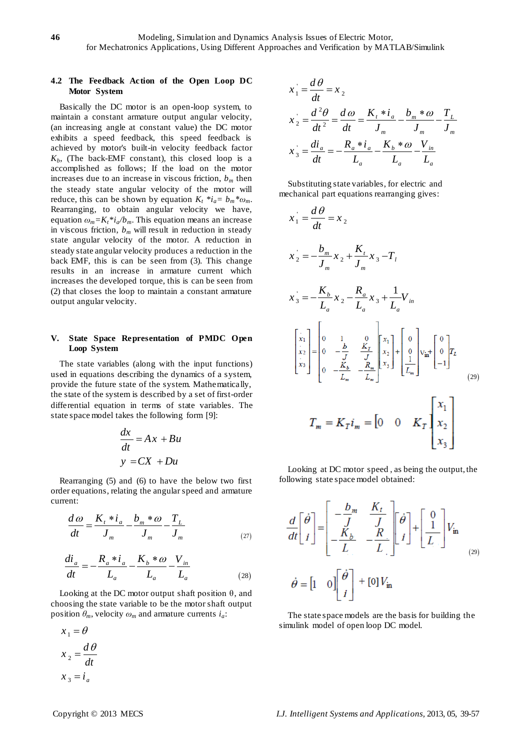### 4.2 The Feedback Action of the Open Loop DC Motor System

Basically the DC motor is an open-loop system, to maintain a constant armature output angular velocity, (an increasing angle at constant value) the DC motor exhibits a speed feedback, this speed feedback is achieved by motor's built-in velocity feedback factor $K_b$, (The back-EMF constant), this closed loop is a accomplished as follows; If the load on the motor increases due to an increase in viscous friction, $b_m$ then the steady state angular velocity of the motor will reduce, this can be shown by equation $K_t * i_a = b_m * \omega_m$. Rearranging, to obtain angular velocity we have, equation $\omega_m = K_t * i_a / b_m$. This equation means an increase in viscous friction, $b_m$ will result in reduction in steady state angular velocity of the motor. A reduction in steady state angular velocity produces a reduction in the back EMF, this is can be seen from (3). This change results in an increase in armature current which increases the developed torque, this is can be seen from (2) that closes the loop to maintain a constant armature output angular velocity.

## V. State Space Representation of PMDC Open Loop System

The state variables (along with the input functions) used in equations describing the dynamics of a system, provide the future state of the system. Mathematically, the state of the system is described by a set of first-order differential equation in terms of state variables. The state space model takes the following form [9]:

$$\frac{dx}{dt} = Ax + Bu$$
$$y = CX + Du$$

Rearranging (5) and (6) to have the below two first order equations, relating the angular speed and armature current:

$$\frac{d\omega}{dt} = \frac{K_t * i_a}{J_m} - \frac{b_m * \omega}{J_m} - \frac{T_L}{J_m} \tag{27}$$

$$\frac{di_a}{dt} = -\frac{R_a * i_a}{L_a} - \frac{K_b * \omega}{L_a} - \frac{V_{in}}{L_a} \tag{28}$$

Looking at the DC motor output shaft position θ, and choosing the state variable to be the motor shaft output position $\theta_m$, velocity $\omega_m$ and armature currents $i_a$:

$$x_1 = \theta$$
$$x_2 = \frac{d\theta}{dt}$$
$$x_3 = i_a$$

$$x_1' = \frac{d\theta}{dt} = x_2$$
$$x_2' = \frac{d^2\theta}{dt^2} = \frac{d\omega}{dt} = \frac{K_t * i_a}{J_m} - \frac{b_m * \omega}{J_m} - \frac{T_L}{J_m}$$
$$x_3' = \frac{di_a}{dt} = -\frac{R_a * i_a}{L_a} - \frac{K_b * \omega}{L_a} - \frac{V_{in}}{L_a}$$

Substituting state variables, for electric and mechanical part equations rearranging gives:

$$x_1' = \frac{d\theta}{dt} = x_2$$

$$x_2' = -\frac{b_m}{J_m} x_2 + \frac{K_t}{J_m} x_3 - T_l$$

$$x_3' = -\frac{K_b}{L_a} x_2 - \frac{R_a}{L_a} x_3 + \frac{1}{L_a} V_{in}$$

$$\begin{bmatrix} \dot{x}_1 \\ \dot{x}_2 \\ \dot{x}_3 \end{bmatrix} = \begin{bmatrix} 0 & 1 & 0 \\ 0 & -\frac{b}{J} & \frac{K_T}{J} \\ 0 & -\frac{K_b}{L_m} & -\frac{R_m}{L_m} \end{bmatrix} \begin{bmatrix} x_1 \\ x_2 \\ x_3 \end{bmatrix} + \begin{bmatrix} 0 \\ 0 \\ \frac{1}{L_m} \end{bmatrix} V_{in} + \begin{bmatrix} 0 \\ 0 \\ -1 \end{bmatrix} T_L \tag{29}$$

$$T_m = K_T i_m = \begin{bmatrix} 0 & 0 & K_T \end{bmatrix} \begin{bmatrix} x_1 \\ x_2 \\ x_3 \end{bmatrix}$$

Looking at DC motor speed , as being the output, the following state space model obtained:

$$\frac{d}{dt}\begin{bmatrix} \dot{\theta} \\ i \end{bmatrix} = \begin{bmatrix} -\frac{b_m}{J} & \frac{K_t}{J} \\ -\frac{K_b}{L} & -\frac{R}{L} \end{bmatrix} \begin{bmatrix} \dot{\theta} \\ i \end{bmatrix} + \begin{bmatrix} 0 \\ \frac{1}{L} \end{bmatrix} V_{in} \tag{29}$$

$$\dot{\theta} = \begin{bmatrix} 1 & 0 \end{bmatrix} \begin{bmatrix} \dot{\theta} \\ i \end{bmatrix} + [0] V_{in}$$

The state space models are the basis for building the simulink model of open loop DC model.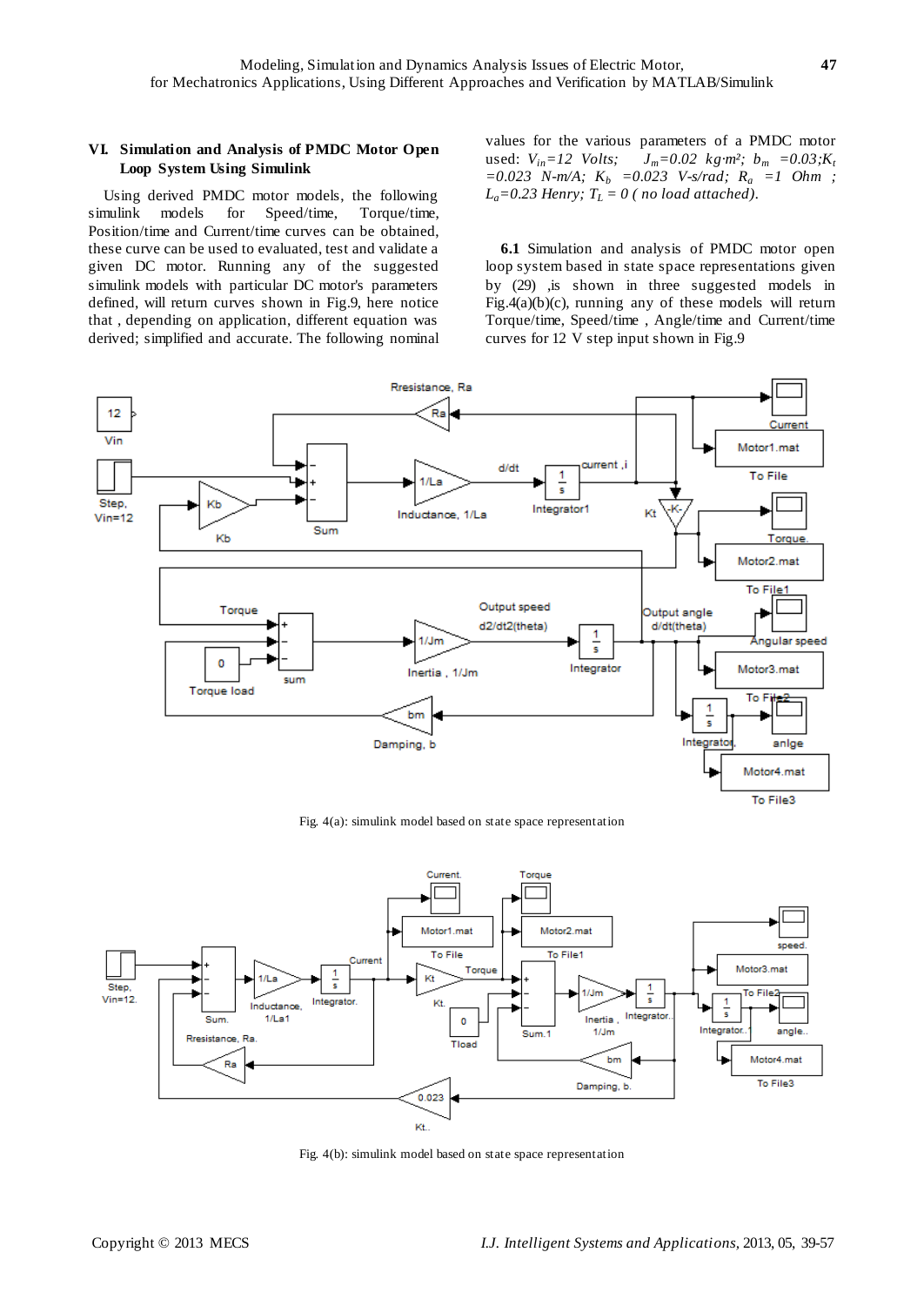## VI. Simulation and Analysis of PMDC Motor Open Loop System Using Simulink

Using derived PMDC motor models, the following simulink models for Speed/time, Torque/time, Position/time and Current/time curves can be obtained, these curve can be used to evaluated, test and validate a given DC motor. Running any of the suggested simulink models with particular DC motor's parameters defined, will return curves shown in Fig.9, here notice that , depending on application, different equation was derived; simplified and accurate. The following nominal values for the various parameters of a PMDC motor used: $V_{in}$=12 Volts; $J_m$=0.02 kg·m²; $b_m$ =0.03;$K_t$ =0.023 N-m/A; $K_b$ =0.023 V-s/rad; $R_a$ =1 Ohm ; $L_a$=0.23 Henry; $T_L$ = 0 ( no load attached).

**6.1** Simulation and analysis of PMDC motor open loop system based in state space representations given by (29) ,is shown in three suggested models in Fig.4(a)(b)(c), running any of these models will return Torque/time, Speed/time , Angle/time and Current/time curves for 12 V step input shown in Fig.9

Fig. 4(a): simulink model based on state space representation

Fig. 4(b): simulink model based on state space representation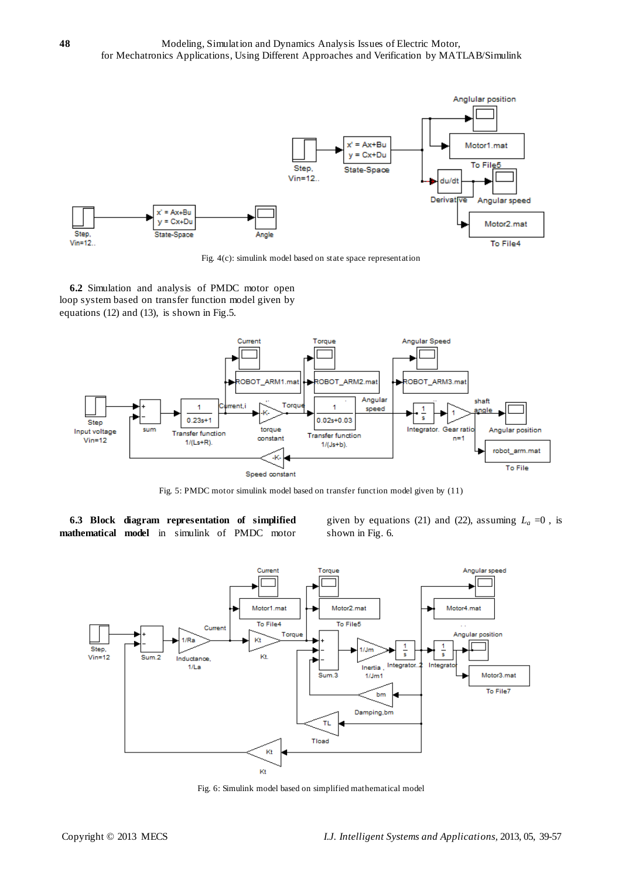Fig. 4(c): simulink model based on state space representation

**6.2** Simulation and analysis of PMDC motor open loop system based on transfer function model given by equations (12) and (13), is shown in Fig.5.

Fig. 5: PMDC motor simulink model based on transfer function model given by (11)

**6.3 Block diagram representation of simplified mathematical model** in simulink of PMDC motor given by equations (21) and (22), assuming $L_a = 0$ , is shown in Fig. 6.

Fig. 6: Simulink model based on simplified mathematical model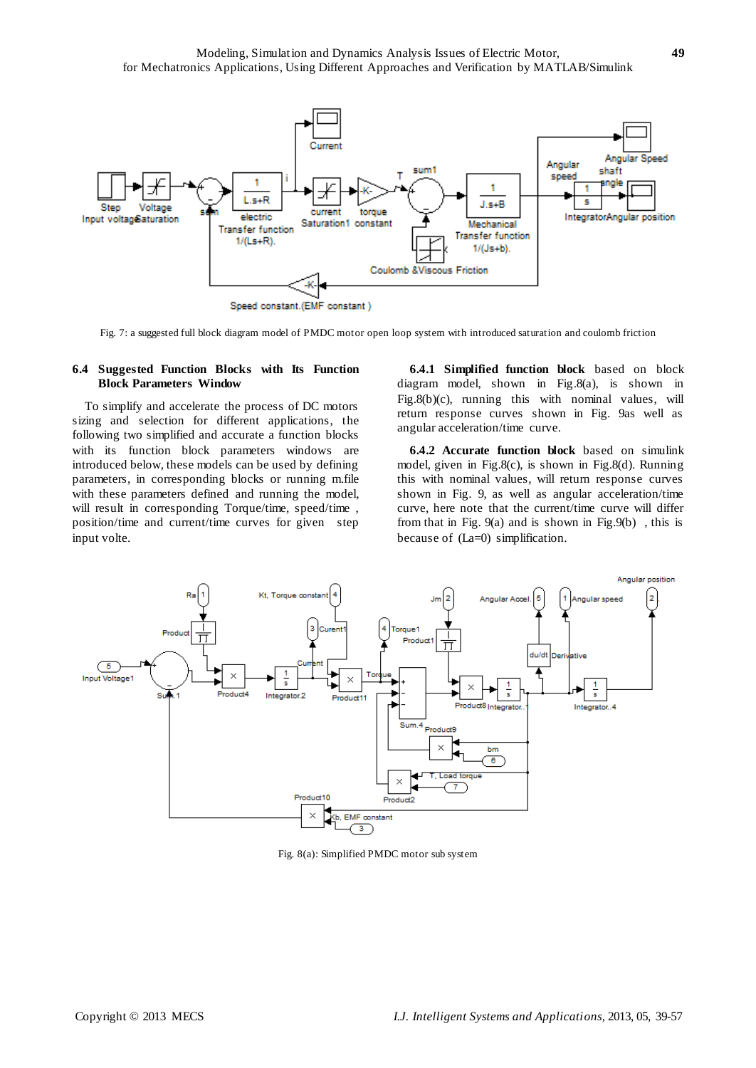Fig. 7: a suggested full block diagram model of PMDC motor open loop system with introduced saturation and coulomb friction

### 6.4 Suggested Function Blocks with Its Function Block Parameters Window

To simplify and accelerate the process of DC motors sizing and selection for different applications, the following two simplified and accurate a function blocks with its function block parameters windows are introduced below, these models can be used by defining parameters, in corresponding blocks or running m.file with these parameters defined and running the model, will result in corresponding Torque/time, speed/time , position/time and current/time curves for given step input volte.

**6.4.1 Simplified function block** based on block diagram model, shown in Fig.8(a), is shown in Fig.8(b)(c), running this with nominal values, will return response curves shown in Fig. 9as well as angular acceleration/time curve.

**6.4.2 Accurate function block** based on simulink model, given in Fig.8(c), is shown in Fig.8(d). Running this with nominal values, will return response curves shown in Fig. 9, as well as angular acceleration/time curve, here note that the current/time curve will differ from that in Fig. 9(a) and is shown in Fig.9(b) , this is because of (La=0) simplification.

Fig. 8(a): Simplified PMDC motor sub system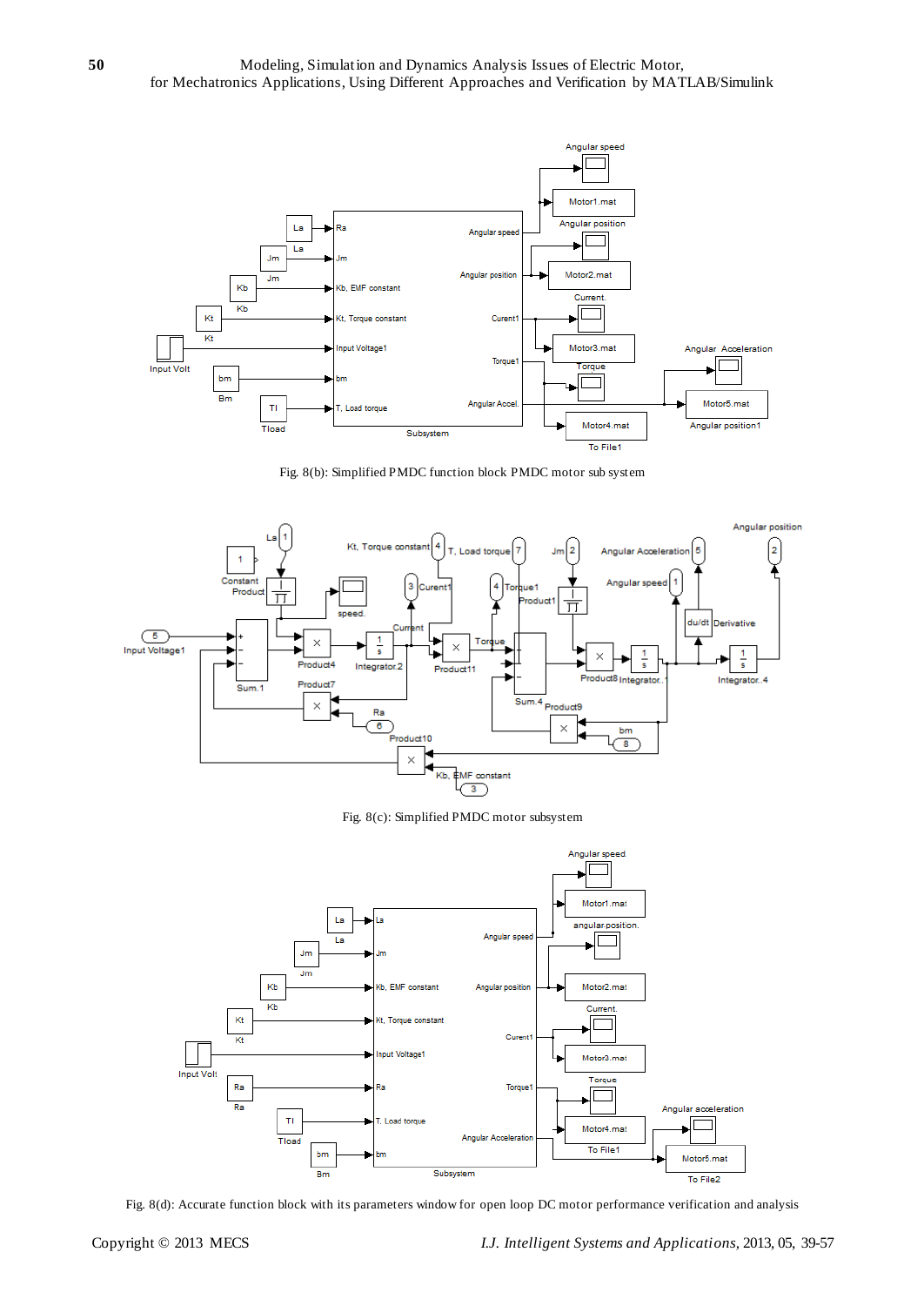Fig. 8(b): Simplified PMDC function block PMDC motor sub system

Fig. 8(c): Simplified PMDC motor subsystem

Fig. 8(d): Accurate function block with its parameters window for open loop DC motor performance verification and analysis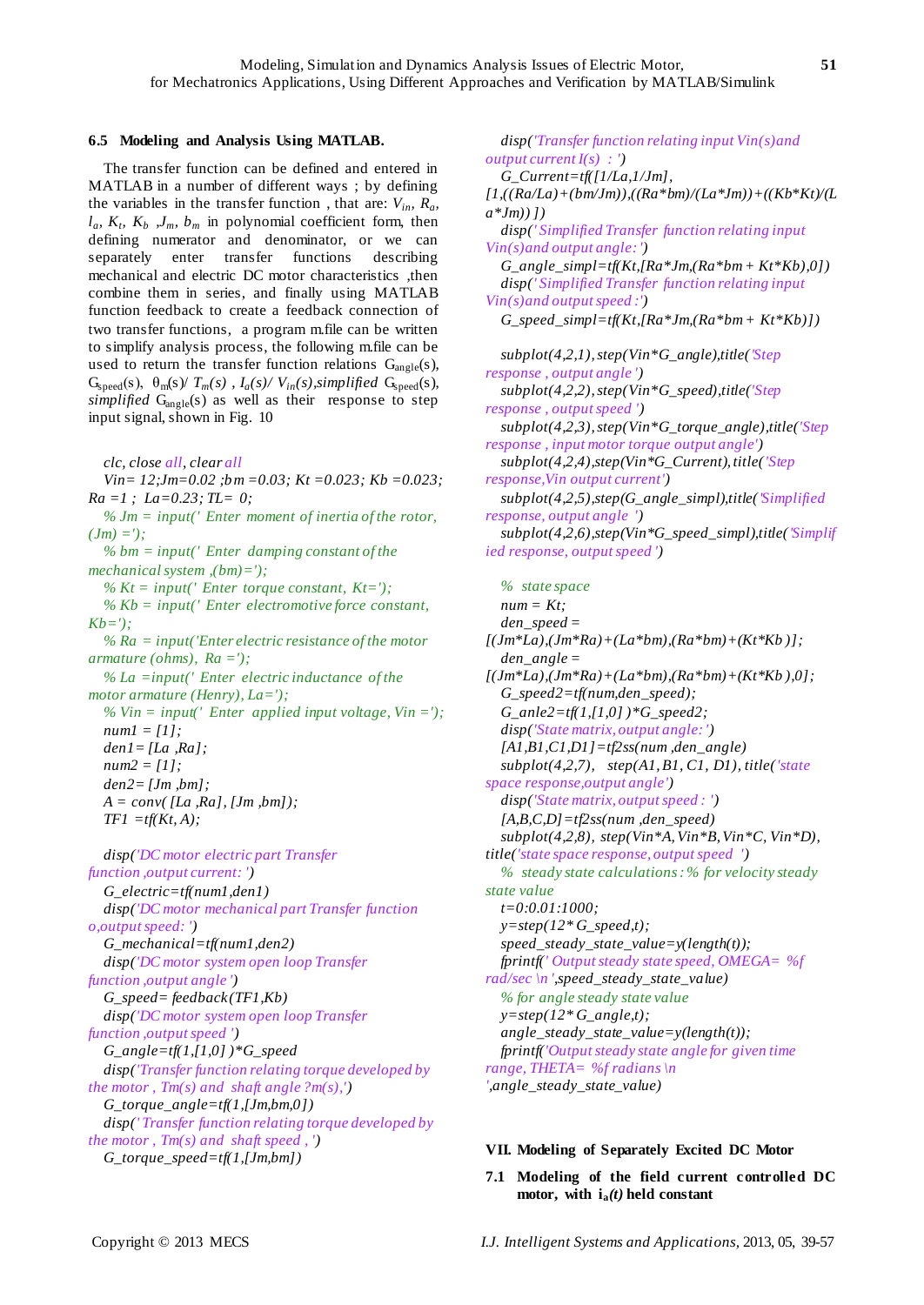### 6.5 Modeling and Analysis Using MATLAB.

The transfer function can be defined and entered in MATLAB in a number of different ways ; by defining the variables in the transfer function , that are: $V_{in}$, $R_a$, $l_a$, $K_t$, $K_b$ ,$J_m$, $b_m$ in polynomial coefficient form, then defining numerator and denominator, or we can separately enter transfer functions describing mechanical and electric DC motor characteristics ,then combine them in series, and finally using MATLAB function feedback to create a feedback connection of two transfer functions, a program m.file can be written to simplify analysis process, the following m.file can be used to return the transfer function relations $G_{angle}(s)$, $G_{speed}(s)$, $\theta_m(s)/T_m(s)$ , $I_a(s)/V_{in}(s)$,simplified $G_{speed}(s)$, *simplified* $G_{angle}(s)$ as well as their response to step input signal, shown in Fig. 10

```
clc, close all, clear all
Vin= 12;Jm=0.02 ;bm =0.03; Kt =0.023; Kb =0.023; Ra =1 ; La=0.23; TL= 0;
% Jm = input(' Enter moment of inertia of the rotor, (Jm) =');
% bm = input(' Enter damping constant of the mechanical system ,(bm)=');
% Kt = input(' Enter torque constant, Kt=');
% Kb = input(' Enter electromotive force constant, Kb=');
% Ra = input('Enter electric resistance of the motor armature (ohms), Ra =');
% La =input(' Enter electric inductance of the motor armature (Henry), La=');
% Vin = input(' Enter applied input voltage, Vin =');
num1 = [1];
den1= [La ,Ra];
num2 = [1];
den2= [Jm ,bm];
A = conv( [La ,Ra], [Jm ,bm]);
TF1 =tf(Kt, A);

disp('DC motor electric part Transfer function ,output current: ')
G_electric=tf(num1,den1)
disp('DC motor mechanical part Transfer function o,output speed: ')
G_mechanical=tf(num1,den2)
disp('DC motor system open loop Transfer function ,output angle ')
G_speed= feedback(TF1,Kb)
disp('DC motor system open loop Transfer function ,output speed ')
G_angle=tf(1,[1,0] )*G_speed
disp('Transfer function relating torque developed by the motor , Tm(s) and shaft angle ?m(s),')
G_torque_angle=tf(1,[Jm,bm,0])
disp(' Transfer function relating torque developed by the motor , Tm(s) and shaft speed , ')
G_torque_speed=tf(1,[Jm,bm])
disp('Transfer function relating input Vin(s)and output current I(s) : ')
G_Current=tf([1/La,1/Jm], [1,((Ra/La)+(bm/Jm)),((Ra*bm)/(La*Jm))+((Kb*Kt)/(La*Jm)) ])
disp(' Simplified Transfer function relating input Vin(s)and output angle: ')
G_angle_simpl=tf(Kt,[Ra*Jm,(Ra*bm + Kt*Kb),0])
disp(' Simplified Transfer function relating input Vin(s)and output speed :')
G_speed_simpl=tf(Kt,[Ra*Jm,(Ra*bm + Kt*Kb)])

subplot(4,2,1), step(Vin*G_angle),title('Step response , output angle ')
subplot(4,2,2), step(Vin*G_speed),title('Step response , output speed ')
subplot(4,2,3), step(Vin*G_torque_angle),title('Step response , input motor torque output angle')
subplot(4,2,4),step(Vin*G_Current),title('Step response,Vin output current')
subplot(4,2,5),step(G_angle_simpl),title('Simplified response, output angle ')
subplot(4,2,6),step(Vin*G_speed_simpl),title('Simplified response, output speed ')

% state space
num = Kt;
den_speed = [(Jm*La),(Jm*Ra)+(La*bm),(Ra*bm)+(Kt*Kb )];
den_angle = [(Jm*La),(Jm*Ra)+(La*bm),(Ra*bm)+(Kt*Kb ),0];
G_speed2=tf(num,den_speed);
G_anle2=tf(1,[1,0] )*G_speed2;
disp('State matrix, output angle: ')
[A1,B1,C1,D1]=tf2ss(num ,den_angle)
subplot(4,2,7),   step(A1, B1, C1, D1), title('state space response,output angle')
disp('State matrix, output speed : ')
[A,B,C,D]=tf2ss(num ,den_speed)
subplot(4,2,8), step(Vin*A, Vin*B, Vin*C, Vin*D), title('state space response, output speed ')
% steady state calculations : % for velocity steady state value
t=0:0.01:1000;
y=step(12*G_speed,t);
speed_steady_state_value=y(length(t));
fprintf(' Output steady state speed, OMEGA= %f rad/sec \n ',speed_steady_state_value)
% for angle steady state value
y=step(12*G_angle,t);
angle_steady_state_value=y(length(t));
fprintf('Output steady state angle for given time range, THETA= %f radians \n ',angle_steady_state_value)
```

## VII. Modeling of Separately Excited DC Motor

### 7.1 Modeling of the field current controlled DC motor, with $i_a(t)$ held constant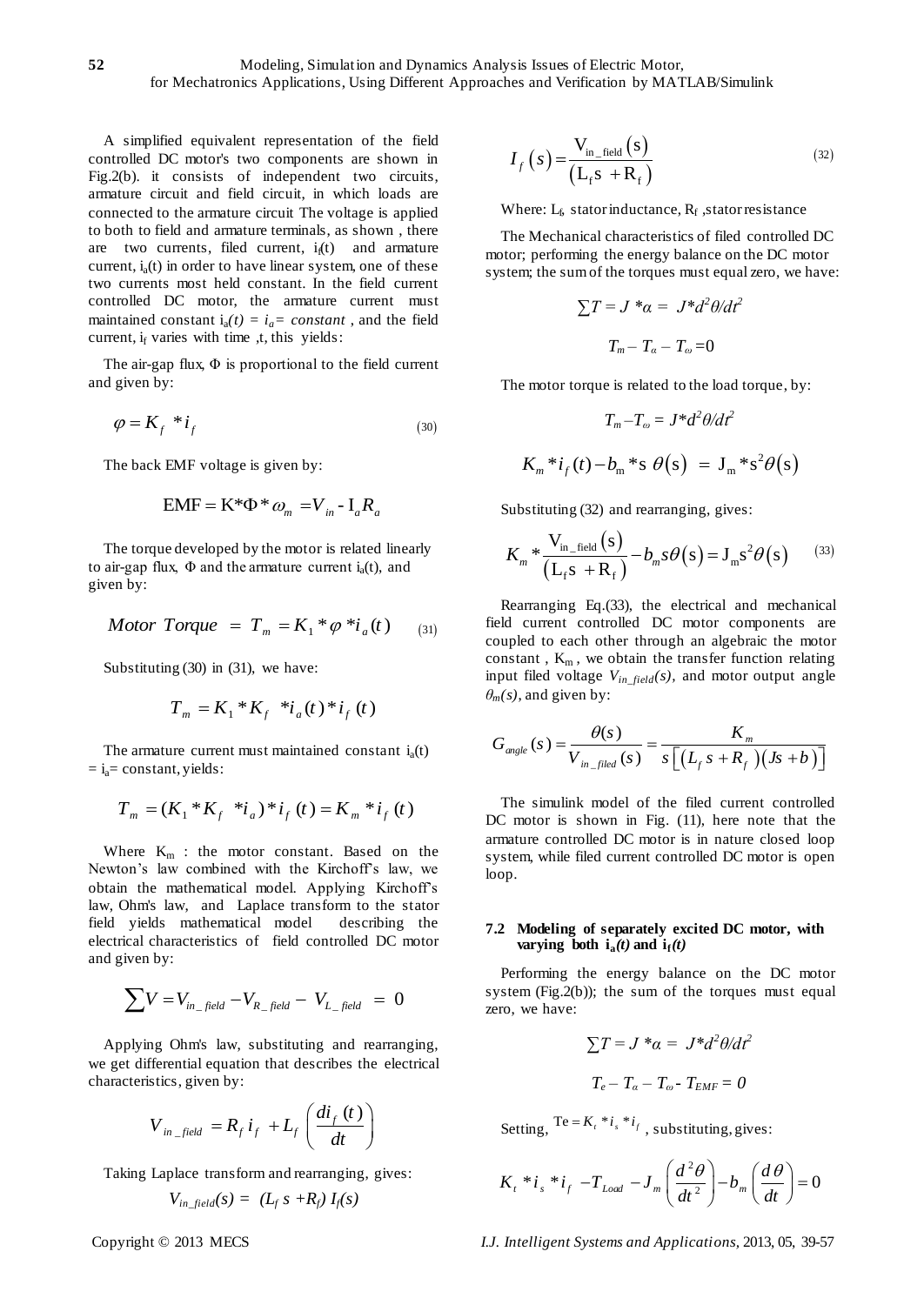A simplified equivalent representation of the field controlled DC motor's two components are shown in Fig.2(b). it consists of independent two circuits, armature circuit and field circuit, in which loads are connected to the armature circuit The voltage is applied to both to field and armature terminals, as shown , there are two currents, filed current, $i_f(t)$ and armature current, $i_a(t)$ in order to have linear system, one of these two currents most held constant. In the field current controlled DC motor, the armature current must maintained constant $i_a(t) = i_a = constant$ , and the field current, $i_f$ varies with time ,t, this yields:

The air-gap flux, Φ is proportional to the field current and given by:

$$\varphi = K_f * i_f \tag{30}$$

The back EMF voltage is given by:

$$\text{EMF} = \text{K}*\Phi * \omega_m = V_{in} - \text{I}_a R_a$$

The torque developed by the motor is related linearly to air-gap flux, Φ and the armature current $i_a(t)$, and given by:

$$Motor\ Torque = T_m = K_1 * \varphi * i_a(t) \tag{31}$$

Substituting (30) in (31), we have:

$$T_m = K_1 * K_f * i_a(t) * i_f(t)$$

The armature current must maintained constant $i_a(t) = i_a$= constant, yields:

$$T_m = (K_1 * K_f * i_a) * i_f(t) = K_m * i_f(t)$$

Where $K_m$ : the motor constant. Based on the Newton's law combined with the Kirchoff's law, we obtain the mathematical model. Applying Kirchoff's law, Ohm's law, and Laplace transform to the stator field yields mathematical model describing the electrical characteristics of field controlled DC motor and given by:

$$\sum V = V_{in\_field} - V_{R\_field} - V_{L\_field} = 0$$

Applying Ohm's law, substituting and rearranging, we get differential equation that describes the electrical characteristics, given by:

$$V_{in\_field} = R_f i_f + L_f \left( \frac{di_f(t)}{dt} \right)$$

Taking Laplace transform and rearranging, gives:

$$V_{in\_field}(s) = (L_f s + R_f) I_f(s)$$

$$I_f(s) = \frac{\text{V}_{\text{in\_field}}(\text{s})}{(\text{L}_\text{f}\text{s} + \text{R}_\text{f})} \tag{32}$$

Where: $L_f$, stator inductance, $R_f$ ,stator resistance

The Mechanical characteristics of filed controlled DC motor; performing the energy balance on the DC motor system; the sum of the torques must equal zero, we have:

$$\sum T = J * \alpha = J * d^2\theta/dt^2$$

$$T_m - T_\alpha - T_\omega = 0$$

The motor torque is related to the load torque, by:

$$T_m - T_\omega = J * d^2\theta/dt^2$$

$$K_m * i_f(t) - b_m * s\ \theta(s) = J_m * s^2 \theta(s)$$

Substituting (32) and rearranging, gives:

$$K_m * \frac{\text{V}_{\text{in\_field}}(\text{s})}{(\text{L}_\text{f}\text{s} + \text{R}_\text{f})} - b_m s\theta(s) = \text{J}_\text{m} s^2 \theta(s) \tag{33}$$

Rearranging Eq.(33), the electrical and mechanical field current controlled DC motor components are coupled to each other through an algebraic the motor constant , $K_m$ , we obtain the transfer function relating input filed voltage $V_{in\_field}(s)$, and motor output angle $\theta_m(s)$, and given by:

$$G_{angle}(s) = \frac{\theta(s)}{V_{in\_filed}(s)} = \frac{K_m}{s\left[ (L_f s + R_f)(Js + b) \right]}$$

The simulink model of the filed current controlled DC motor is shown in Fig. (11), here note that the armature controlled DC motor is in nature closed loop system, while filed current controlled DC motor is open loop.

### 7.2 Modeling of separately excited DC motor, with varying both $i_a(t)$ and $i_f(t)$

Performing the energy balance on the DC motor system (Fig.2(b)); the sum of the torques must equal zero, we have:

$$\sum T = J * \alpha = J * d^2\theta/dt^2$$

$$T_e - T_\alpha - T_\omega - T_{EMF} = 0$$

Setting, $\text{Te} = K_t * i_s * i_f$ , substituting, gives:

$$K_t * i_s * i_f - T_{Load} - J_m \left( \frac{d^2\theta}{dt^2} \right) - b_m \left( \frac{d\theta}{dt} \right) = 0$$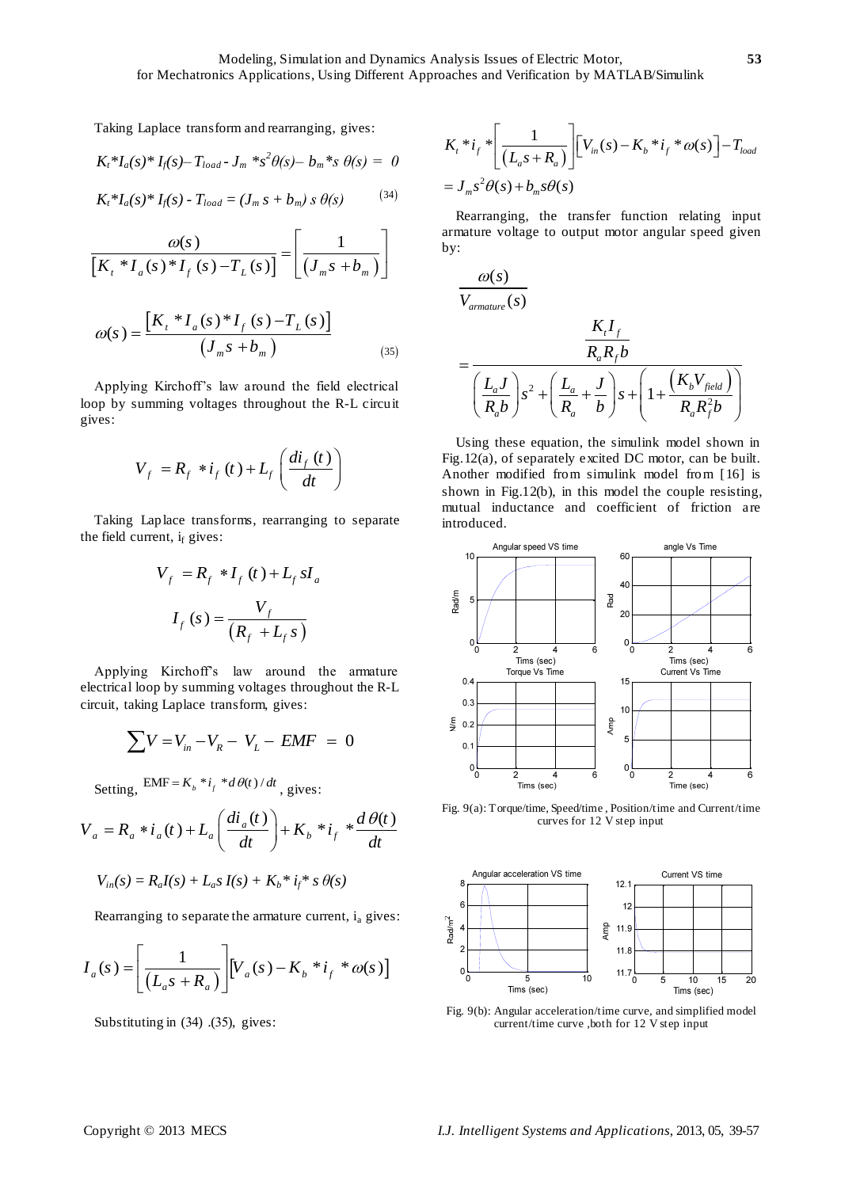Taking Laplace transform and rearranging, gives:

$$K_t * I_a(s) * I_f(s) - T_{load} - J_m * s^2 \theta(s) - b_m * s\, \theta(s) = 0$$

$$K_t * I_a(s) * I_f(s) - T_{load} = (J_m\, s + b_m)\, s\, \theta(s) \tag{34}$$

$$\frac{\omega(s)}{\left[K_t * I_a(s) * I_f(s) - T_L(s)\right]} = \left[\frac{1}{\left(J_m s + b_m\right)}\right]$$

$$\omega(s) = \frac{\left[K_t * I_a(s) * I_f(s) - T_L(s)\right]}{\left(J_m s + b_m\right)} \tag{35}$$

Applying Kirchoff's law around the field electrical loop by summing voltages throughout the R-L circuit gives:

$$V_f = R_f * i_f(t) + L_f\left(\frac{di_f(t)}{dt}\right)$$

Taking Laplace transforms, rearranging to separate the field current, $i_f$ gives:

$$V_f = R_f * I_f(t) + L_f\, s I_a$$

$$I_f(s) = \frac{V_f}{\left(R_f + L_f\, s\right)}$$

Applying Kirchoff's law around the armature electrical loop by summing voltages throughout the R-L circuit, taking Laplace transform, gives:

$$\sum V = V_{in} - V_R - V_L - EMF = 0$$

Setting, $\mathrm{EMF} = K_b * i_f * d\theta(t)/dt$, gives:

$$V_a = R_a * i_a(t) + L_a\left(\frac{di_a(t)}{dt}\right) + K_b * i_f * \frac{d\theta(t)}{dt}$$

$$V_{in}(s) = R_a I(s) + L_a s\, I(s) + K_b * i_f * s\, \theta(s)$$

Rearranging to separate the armature current, $i_a$ gives:

$$I_a(s) = \left[\frac{1}{\left(L_a s + R_a\right)}\right]\left[V_a(s) - K_b * i_f * \omega(s)\right]$$

Substituting in (34) .(35), gives:

$$K_t * i_f * \left[\frac{1}{\left(L_a s + R_a\right)}\right]\left[V_{in}(s) - K_b * i_f * \omega(s)\right] - T_{load}$$
$$= J_m s^2 \theta(s) + b_m s \theta(s)$$

Rearranging, the transfer function relating input armature voltage to output motor angular speed given by:

$$\frac{\omega(s)}{V_{armature}(s)} = \frac{\dfrac{K_t I_f}{R_a R_f b}}{\left(\dfrac{L_a J}{R_a b}\right)s^2 + \left(\dfrac{L_a}{R_a} + \dfrac{J}{b}\right)s + \left(1 + \dfrac{\left(K_b V_{field}\right)}{R_a R_f^2 b}\right)}$$

Using these equation, the simulink model shown in Fig.12(a), of separately excited DC motor, can be built. Another modified from simulink model from [16] is shown in Fig.12(b), in this model the couple resisting, mutual inductance and coefficient of friction are introduced.

Fig. 9(a): Torque/time, Speed/time , Position/time and Current/time curves for 12 V step input

Fig. 9(b): Angular acceleration/time curve, and simplified model current/time curve ,both for 12 V step input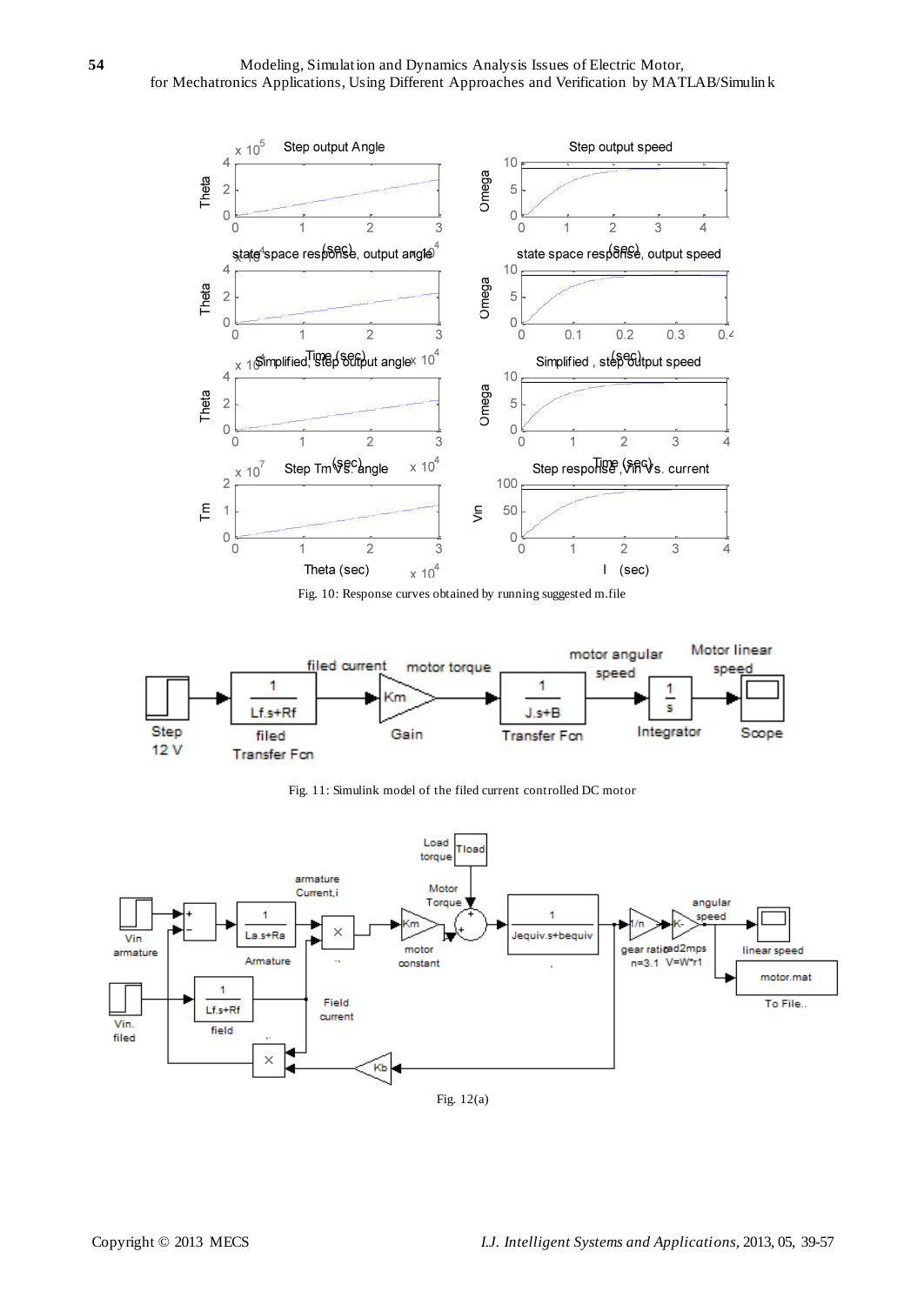Fig. 10: Response curves obtained by running suggested m.file

Fig. 11: Simulink model of the filed current controlled DC motor

Fig. 12(a)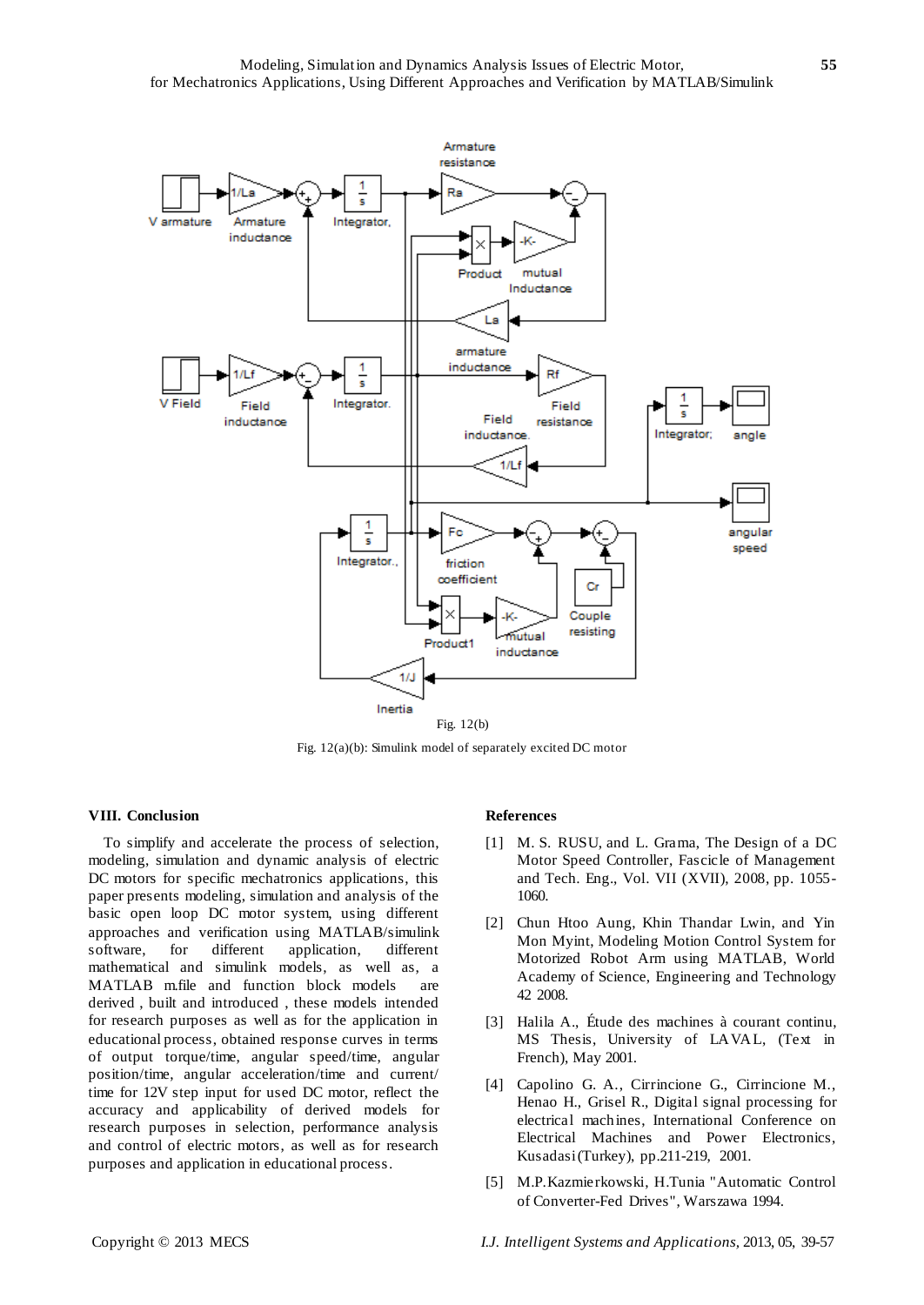Fig. 12(b)

Fig. 12(a)(b): Simulink model of separately excited DC motor

### VIII. Conclusion

To simplify and accelerate the process of selection, modeling, simulation and dynamic analysis of electric DC motors for specific mechatronics applications, this paper presents modeling, simulation and analysis of the basic open loop DC motor system, using different approaches and verification using MATLAB/simulink software, for different application, different mathematical and simulink models, as well as, a MATLAB m.file and function block models are derived , built and introduced , these models intended for research purposes as well as for the application in educational process, obtained response curves in terms of output torque/time, angular speed/time, angular position/time, angular acceleration/time and current/ time for 12V step input for used DC motor, reflect the accuracy and applicability of derived models for research purposes in selection, performance analysis and control of electric motors, as well as for research purposes and application in educational process.

### References

[1] M. S. RUSU, and L. Grama, The Design of a DC Motor Speed Controller, Fascicle of Management and Tech. Eng., Vol. VII (XVII), 2008, pp. 1055-1060.

[2] Chun Htoo Aung, Khin Thandar Lwin, and Yin Mon Myint, Modeling Motion Control System for Motorized Robot Arm using MATLAB, World Academy of Science, Engineering and Technology 42 2008.

[3] Halila A., Étude des machines à courant continu, MS Thesis, University of LAVAL, (Text in French), May 2001.

[4] Capolino G. A., Cirrincione G., Cirrincione M., Henao H., Grisel R., Digital signal processing for electrical machines, International Conference on Electrical Machines and Power Electronics, Kusadasi (Turkey), pp.211-219, 2001.

[5] M.P.Kazmierkowski, H.Tunia "Automatic Control of Converter-Fed Drives", Warszawa 1994.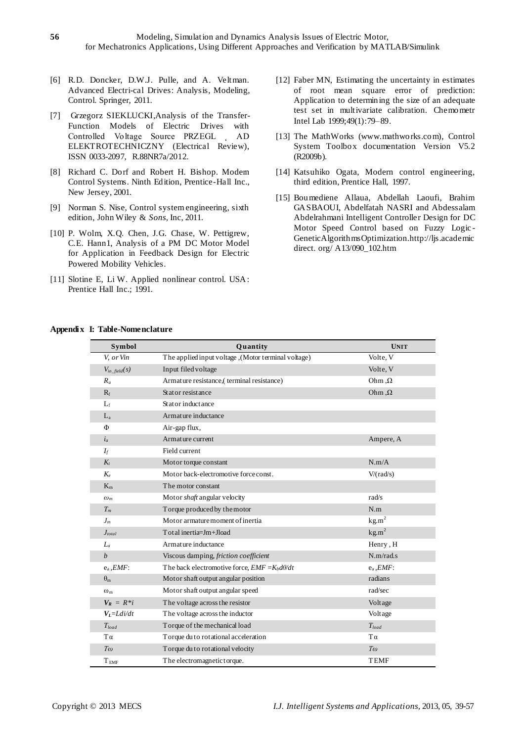[6] R.D. Doncker, D.W.J. Pulle, and A. Veltman. Advanced Electri-cal Drives: Analysis, Modeling, Control. Springer, 2011.

[7] Grzegorz SIEKLUCKI,Analysis of the Transfer-Function Models of Electric Drives with Controlled Voltage Source PRZEGL ˛ AD ELEKTROTECHNICZNY (Electrical Review), ISSN 0033-2097, R.88NR7a/2012.

[8] Richard C. Dorf and Robert H. Bishop. Modern Control Systems. Ninth Edition, Prentice-Hall Inc., New Jersey, 2001.

[9] Norman S. Nise, Control system engineering, sixth edition, John Wiley & *Sons*, Inc, 2011.

[10] P. Wolm, X.Q. Chen, J.G. Chase, W. Pettigrew, C.E. Hann1, Analysis of a PM DC Motor Model for Application in Feedback Design for Electric Powered Mobility Vehicles.

[11] Slotine E, Li W. Applied nonlinear control. USA: Prentice Hall Inc.; 1991.

[12] Faber MN, Estimating the uncertainty in estimates of root mean square error of prediction: Application to determining the size of an adequate test set in multivariate calibration. Chemometr Intel Lab 1999;49(1):79–89.

[13] The MathWorks (www.mathworks.com), Control System Toolbox documentation Version V5.2 (R2009b).

[14] Katsuhiko Ogata, Modern control engineering, third edition, Prentice Hall, 1997.

[15] Boumediene Allaua, Abdellah Laoufi, Brahim GASBAOUI, Abdelfatah NASRI and Abdessalam Abdelrahmani Intelligent Controller Design for DC Motor Speed Control based on Fuzzy Logic-GeneticAlgorithmsOptimization.http://ljs.academic direct. org/ A13/090_102.htm

**Appendix I: Table-Nomenclature**

| Symbol | Quantity | UNIT |
|---|---|---|
| $V$, or $Vin$ | The applied input voltage ,(Motor terminal voltage) | Volte, V |
| $V_{in\_field}(s)$ | Input filed voltage | Volte, V |
| $R_a$ | Armature resistance,( terminal resistance) | Ohm ,Ω |
| $R_f$ | Stator resistance | Ohm ,Ω |
| $L_f$ | Stator inductance | |
| $L_a$ | Armature inductance | |
| Φ | Air-gap flux, | |
| $i_a$ | Armature current | Ampere, A |
| $I_f$ | Field current | |
| $K_t$ | Motor torque constant | N.m/A |
| $K_e$ | Motor back-electromotive force const. | V/(rad/s) |
| $K_m$ | The motor constant | |
| $\omega_m$ | Motor *shaft* angular velocity | rad/s |
| $T_m$ | Torque produced by the motor | N.m |
| $J_m$ | Motor armature moment of inertia | $kg.m^2$ |
| $J_{total}$ | Total inertia=Jm+Jload | $kg.m^2$ |
| $L_a$ | Armature inductance | Henry , H |
| $b$ | Viscous damping, *friction coefficient* | N.m/rad.s |
| $e_a$ ,*EMF*: | The back electromotive force, $EMF = K_b d\theta/dt$ | $e_a$ ,*EMF*: |
| $\theta_m$ | Motor shaft output angular position | radians |
| $\omega_m$ | Motor shaft output angular speed | rad/sec |
| $V_R = R*i$ | The voltage across the resistor | Voltage |
| $V_L=Ldi/dt$ | The voltage across the inductor | Voltage |
| $T_{load}$ | Torque of the mechanical load | $T_{load}$ |
| $T\alpha$ | Torque du to rotational acceleration | $T\alpha$ |
| $T\omega$ | Torque du to rotational velocity | $T\omega$ |
| $T_{EMF}$ | The electromagnetic torque. | TEMF |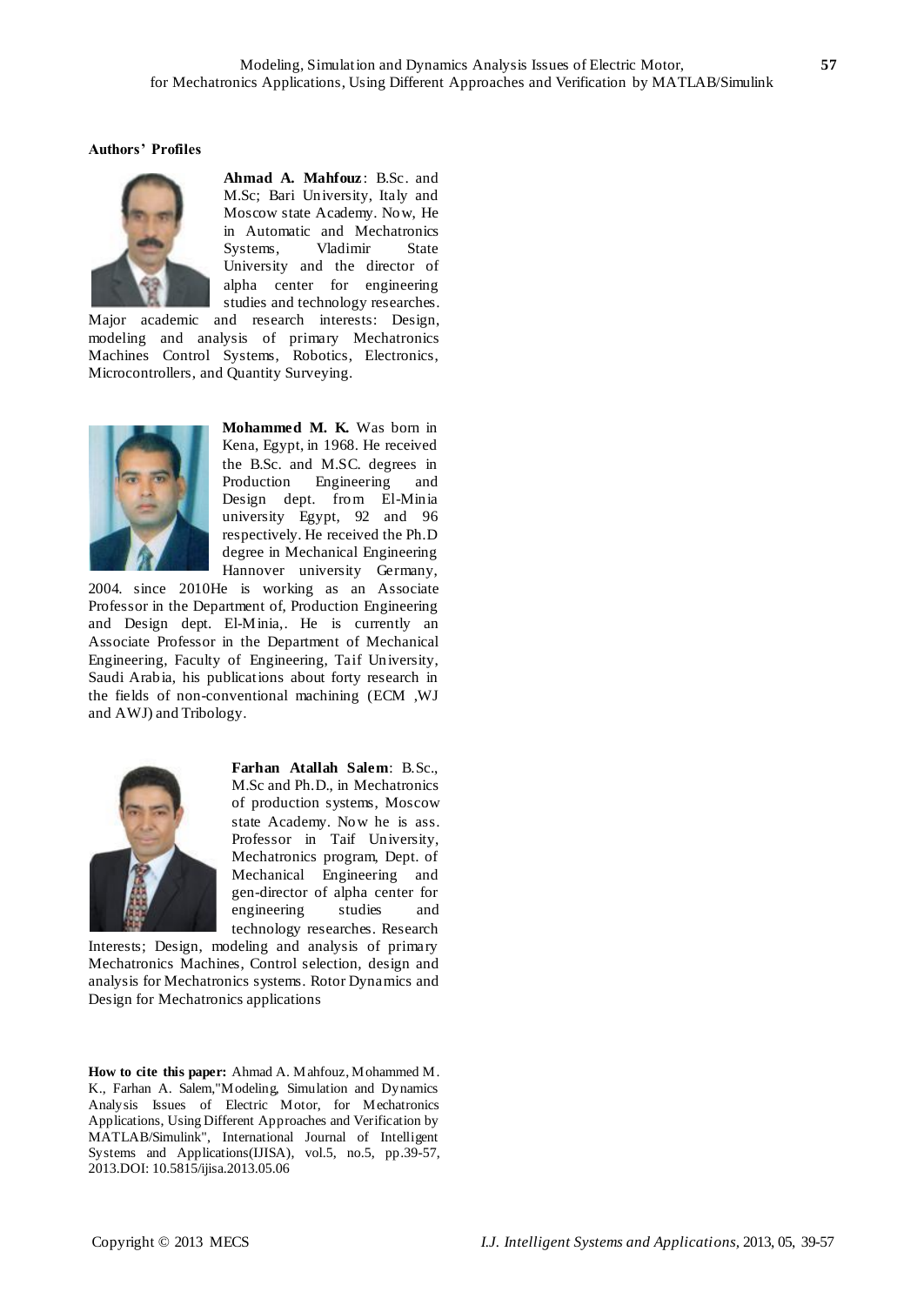**Authors' Profiles**

**Ahmad A. Mahfouz**: B.Sc. and M.Sc; Bari University, Italy and Moscow state Academy. Now, He in Automatic and Mechatronics Systems, Vladimir State University and the director of alpha center for engineering studies and technology researches. Major academic and research interests: Design, modeling and analysis of primary Mechatronics Machines Control Systems, Robotics, Electronics, Microcontrollers, and Quantity Surveying.

**Mohammed M. K.** Was born in Kena, Egypt, in 1968. He received the B.Sc. and M.SC. degrees in Production Engineering and Design dept. from El-Minia university Egypt, 92 and 96 respectively. He received the Ph.D degree in Mechanical Engineering Hannover university Germany, 2004. since 2010He is working as an Associate Professor in the Department of, Production Engineering and Design dept. El-Minia,. He is currently an Associate Professor in the Department of Mechanical Engineering, Faculty of Engineering, Taif University, Saudi Arabia, his publications about forty research in the fields of non-conventional machining (ECM ,WJ and AWJ) and Tribology.

**Farhan Atallah Salem**: B.Sc., M.Sc and Ph.D., in Mechatronics of production systems, Moscow state Academy. Now he is ass. Professor in Taif University, Mechatronics program, Dept. of Mechanical Engineering and gen-director of alpha center for engineering studies and technology researches. Research Interests; Design, modeling and analysis of primary Mechatronics Machines, Control selection, design and analysis for Mechatronics systems. Rotor Dynamics and Design for Mechatronics applications

**How to cite this paper:** Ahmad A. Mahfouz, Mohammed M. K., Farhan A. Salem,"Modeling, Simulation and Dynamics Analysis Issues of Electric Motor, for Mechatronics Applications, Using Different Approaches and Verification by MATLAB/Simulink", International Journal of Intelligent Systems and Applications(IJISA), vol.5, no.5, pp.39-57, 2013.DOI: 10.5815/ijisa.2013.05.06